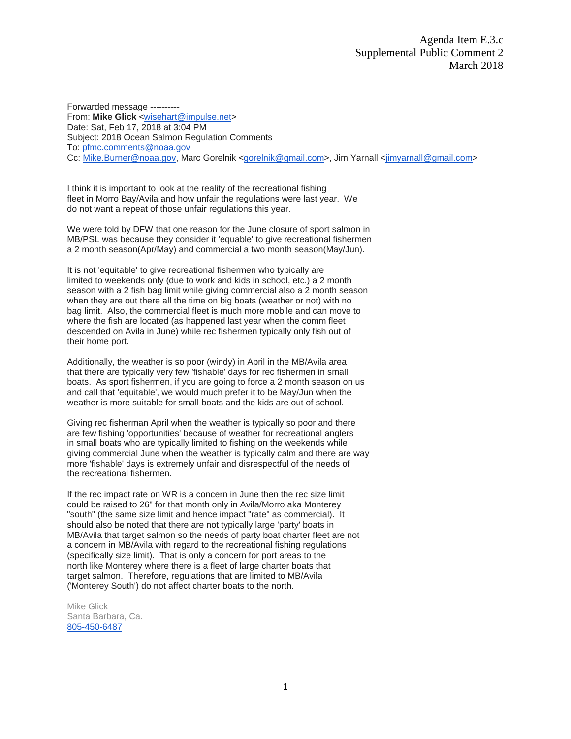Agenda Item E.3.c
Supplemental Public Comment 2
March 2018

Forwarded message ----------
From: **Mike Glick** <wisehart@impulse.net>
Date: Sat, Feb 17, 2018 at 3:04 PM
Subject: 2018 Ocean Salmon Regulation Comments
To: pfmc.comments@noaa.gov
Cc: Mike.Burner@noaa.gov, Marc Gorelnik <gorelnik@gmail.com>, Jim Yarnall <jimyarnall@gmail.com>

I think it is important to look at the reality of the recreational fishing fleet in Morro Bay/Avila and how unfair the regulations were last year. We do not want a repeat of those unfair regulations this year.

We were told by DFW that one reason for the June closure of sport salmon in MB/PSL was because they consider it 'equable' to give recreational fishermen a 2 month season(Apr/May) and commercial a two month season(May/Jun).

It is not 'equitable' to give recreational fishermen who typically are limited to weekends only (due to work and kids in school, etc.) a 2 month season with a 2 fish bag limit while giving commercial also a 2 month season when they are out there all the time on big boats (weather or not) with no bag limit. Also, the commercial fleet is much more mobile and can move to where the fish are located (as happened last year when the comm fleet descended on Avila in June) while rec fishermen typically only fish out of their home port.

Additionally, the weather is so poor (windy) in April in the MB/Avila area that there are typically very few 'fishable' days for rec fishermen in small boats. As sport fishermen, if you are going to force a 2 month season on us and call that 'equitable', we would much prefer it to be May/Jun when the weather is more suitable for small boats and the kids are out of school.

Giving rec fisherman April when the weather is typically so poor and there are few fishing 'opportunities' because of weather for recreational anglers in small boats who are typically limited to fishing on the weekends while giving commercial June when the weather is typically calm and there are way more 'fishable' days is extremely unfair and disrespectful of the needs of the recreational fishermen.

If the rec impact rate on WR is a concern in June then the rec size limit could be raised to 26" for that month only in Avila/Morro aka Monterey "south" (the same size limit and hence impact "rate" as commercial). It should also be noted that there are not typically large 'party' boats in MB/Avila that target salmon so the needs of party boat charter fleet are not a concern in MB/Avila with regard to the recreational fishing regulations (specifically size limit). That is only a concern for port areas to the north like Monterey where there is a fleet of large charter boats that target salmon. Therefore, regulations that are limited to MB/Avila ('Monterey South') do not affect charter boats to the north.

Mike Glick
Santa Barbara, Ca.
805-450-6487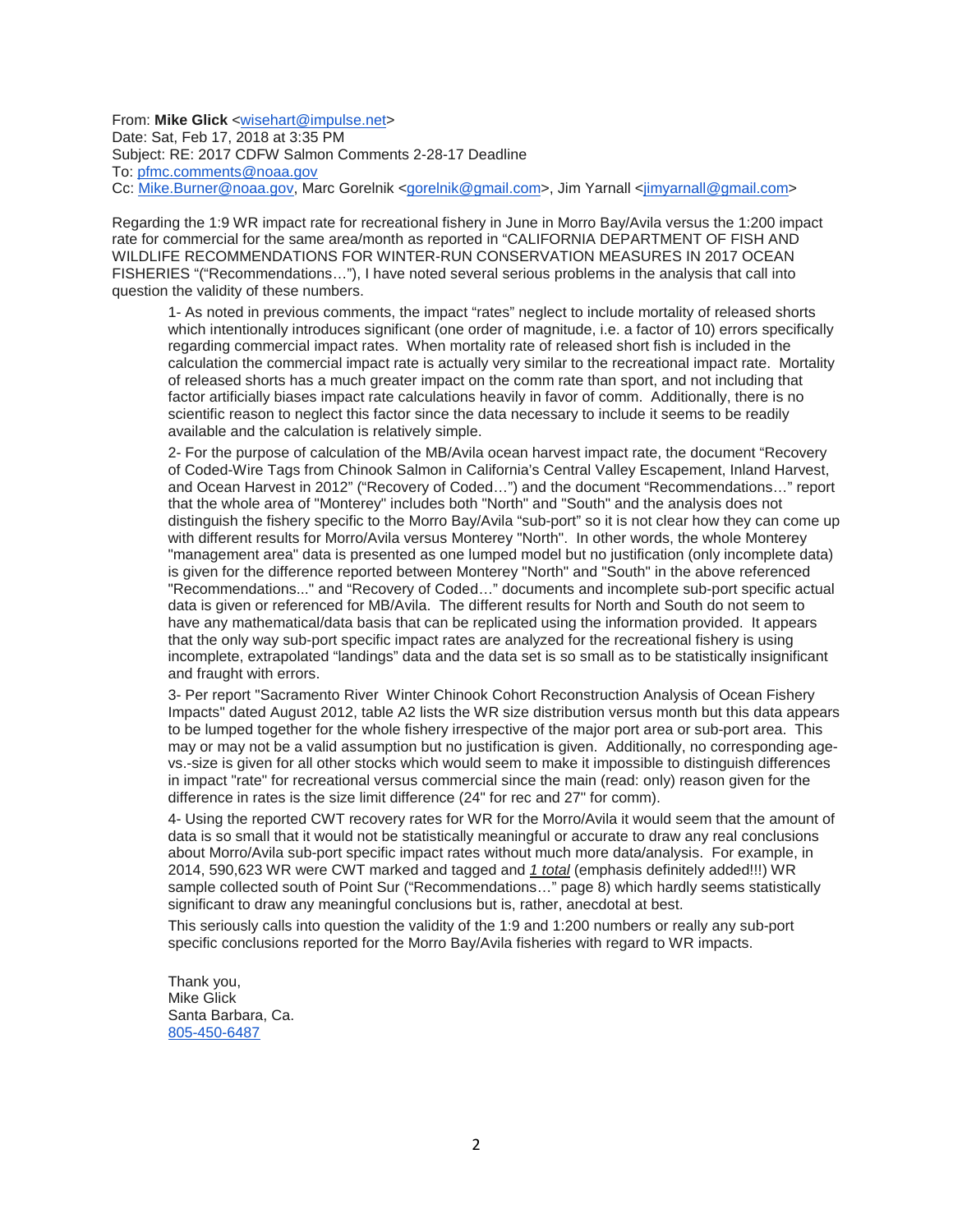From: **Mike Glick** <wisehart@impulse.net>
Date: Sat, Feb 17, 2018 at 3:35 PM
Subject: RE: 2017 CDFW Salmon Comments 2-28-17 Deadline
To: pfmc.comments@noaa.gov
Cc: Mike.Burner@noaa.gov, Marc Gorelnik <gorelnik@gmail.com>, Jim Yarnall <jimyarnall@gmail.com>

Regarding the 1:9 WR impact rate for recreational fishery in June in Morro Bay/Avila versus the 1:200 impact rate for commercial for the same area/month as reported in "CALIFORNIA DEPARTMENT OF FISH AND WILDLIFE RECOMMENDATIONS FOR WINTER-RUN CONSERVATION MEASURES IN 2017 OCEAN FISHERIES "("Recommendations…"), I have noted several serious problems in the analysis that call into question the validity of these numbers.

1- As noted in previous comments, the impact "rates" neglect to include mortality of released shorts which intentionally introduces significant (one order of magnitude, i.e. a factor of 10) errors specifically regarding commercial impact rates. When mortality rate of released short fish is included in the calculation the commercial impact rate is actually very similar to the recreational impact rate. Mortality of released shorts has a much greater impact on the comm rate than sport, and not including that factor artificially biases impact rate calculations heavily in favor of comm. Additionally, there is no scientific reason to neglect this factor since the data necessary to include it seems to be readily available and the calculation is relatively simple.

2- For the purpose of calculation of the MB/Avila ocean harvest impact rate, the document "Recovery of Coded-Wire Tags from Chinook Salmon in California's Central Valley Escapement, Inland Harvest, and Ocean Harvest in 2012" ("Recovery of Coded…") and the document "Recommendations…" report that the whole area of "Monterey" includes both "North" and "South" and the analysis does not distinguish the fishery specific to the Morro Bay/Avila "sub-port" so it is not clear how they can come up with different results for Morro/Avila versus Monterey "North". In other words, the whole Monterey "management area" data is presented as one lumped model but no justification (only incomplete data) is given for the difference reported between Monterey "North" and "South" in the above referenced "Recommendations..." and "Recovery of Coded…" documents and incomplete sub-port specific actual data is given or referenced for MB/Avila. The different results for North and South do not seem to have any mathematical/data basis that can be replicated using the information provided. It appears that the only way sub-port specific impact rates are analyzed for the recreational fishery is using incomplete, extrapolated "landings" data and the data set is so small as to be statistically insignificant and fraught with errors.

3- Per report "Sacramento River Winter Chinook Cohort Reconstruction Analysis of Ocean Fishery Impacts" dated August 2012, table A2 lists the WR size distribution versus month but this data appears to be lumped together for the whole fishery irrespective of the major port area or sub-port area. This may or may not be a valid assumption but no justification is given. Additionally, no corresponding age-vs.-size is given for all other stocks which would seem to make it impossible to distinguish differences in impact "rate" for recreational versus commercial since the main (read: only) reason given for the difference in rates is the size limit difference (24" for rec and 27" for comm).

4- Using the reported CWT recovery rates for WR for the Morro/Avila it would seem that the amount of data is so small that it would not be statistically meaningful or accurate to draw any real conclusions about Morro/Avila sub-port specific impact rates without much more data/analysis. For example, in 2014, 590,623 WR were CWT marked and tagged and *1 total* (emphasis definitely added!!!) WR sample collected south of Point Sur ("Recommendations…" page 8) which hardly seems statistically significant to draw any meaningful conclusions but is, rather, anecdotal at best.

This seriously calls into question the validity of the 1:9 and 1:200 numbers or really any sub-port specific conclusions reported for the Morro Bay/Avila fisheries with regard to WR impacts.

Thank you,
Mike Glick
Santa Barbara, Ca.
805-450-6487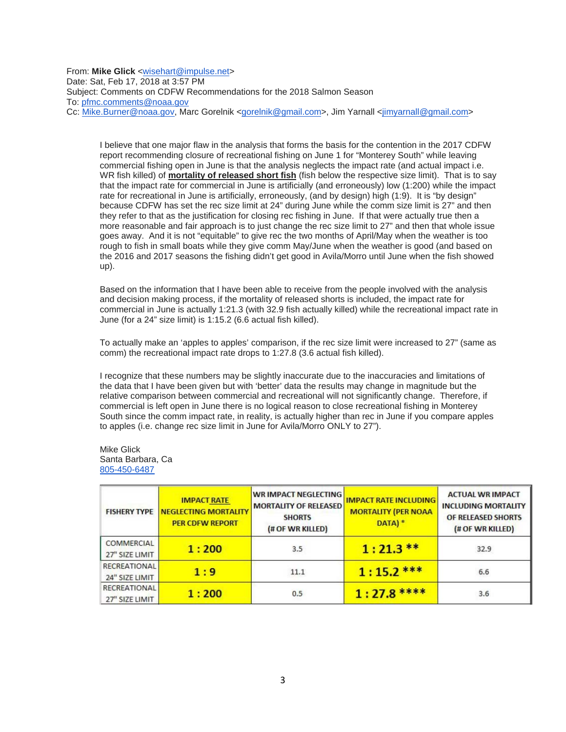From: **Mike Glick** <wisehart@impulse.net>
Date: Sat, Feb 17, 2018 at 3:57 PM
Subject: Comments on CDFW Recommendations for the 2018 Salmon Season
To: pfmc.comments@noaa.gov
Cc: Mike.Burner@noaa.gov, Marc Gorelnik <gorelnik@gmail.com>, Jim Yarnall <jimyarnall@gmail.com>

I believe that one major flaw in the analysis that forms the basis for the contention in the 2017 CDFW report recommending closure of recreational fishing on June 1 for "Monterey South" while leaving commercial fishing open in June is that the analysis neglects the impact rate (and actual impact i.e. WR fish killed) of **mortality of released short fish** (fish below the respective size limit). That is to say that the impact rate for commercial in June is artificially (and erroneously) low (1:200) while the impact rate for recreational in June is artificially, erroneously, (and by design) high (1:9). It is "by design" because CDFW has set the rec size limit at 24" during June while the comm size limit is 27" and then they refer to that as the justification for closing rec fishing in June. If that were actually true then a more reasonable and fair approach is to just change the rec size limit to 27" and then that whole issue goes away. And it is not "equitable" to give rec the two months of April/May when the weather is too rough to fish in small boats while they give comm May/June when the weather is good (and based on the 2016 and 2017 seasons the fishing didn't get good in Avila/Morro until June when the fish showed up).

Based on the information that I have been able to receive from the people involved with the analysis and decision making process, if the mortality of released shorts is included, the impact rate for commercial in June is actually 1:21.3 (with 32.9 fish actually killed) while the recreational impact rate in June (for a 24" size limit) is 1:15.2 (6.6 actual fish killed).

To actually make an 'apples to apples' comparison, if the rec size limit were increased to 27" (same as comm) the recreational impact rate drops to 1:27.8 (3.6 actual fish killed).

I recognize that these numbers may be slightly inaccurate due to the inaccuracies and limitations of the data that I have been given but with 'better' data the results may change in magnitude but the relative comparison between commercial and recreational will not significantly change. Therefore, if commercial is left open in June there is no logical reason to close recreational fishing in Monterey South since the comm impact rate, in reality, is actually higher than rec in June if you compare apples to apples (i.e. change rec size limit in June for Avila/Morro ONLY to 27").

Mike Glick
Santa Barbara, Ca
805-450-6487

| FISHERY TYPE | IMPACT RATE NEGLECTING MORTALITY PER CDFW REPORT | WR IMPACT NEGLECTING MORTALITY OF RELEASED SHORTS (# OF WR KILLED) | IMPACT RATE INCLUDING MORTALITY (PER NOAA DATA) * | ACTUAL WR IMPACT INCLUDING MORTALITY OF RELEASED SHORTS (# OF WR KILLED) |
|---|---|---|---|---|
| COMMERCIAL 27" SIZE LIMIT | **1 : 200** | 3.5 | **1 : 21.3 \*\*** | 32.9 |
| RECREATIONAL 24" SIZE LIMIT | **1 : 9** | 11.1 | **1 : 15.2 \*\*\*** | 6.6 |
| RECREATIONAL 27" SIZE LIMIT | **1 : 200** | 0.5 | **1 : 27.8 \*\*\*\*** | 3.6 |